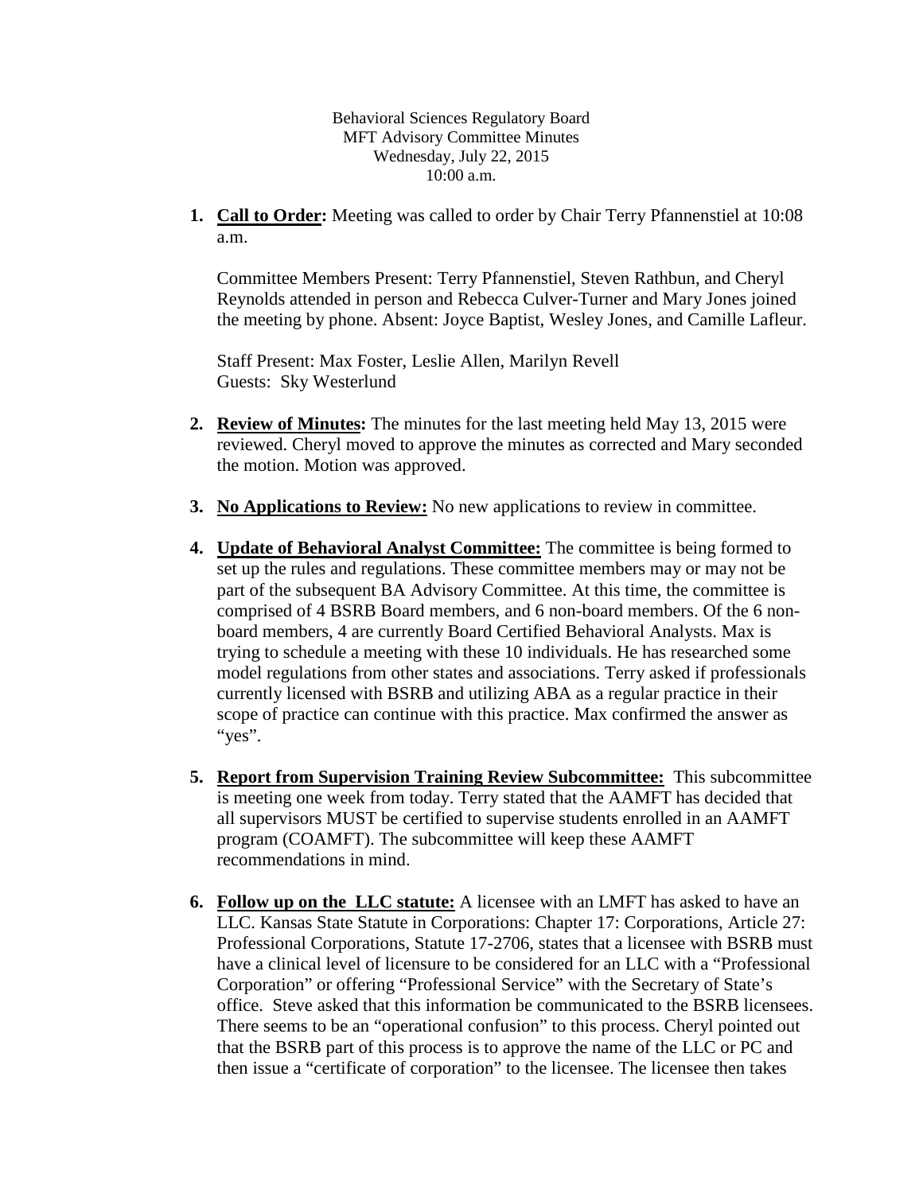Behavioral Sciences Regulatory Board
MFT Advisory Committee Minutes
Wednesday, July 22, 2015
10:00 a.m.

1. **Call to Order:** Meeting was called to order by Chair Terry Pfannenstiel at 10:08 a.m.

   Committee Members Present: Terry Pfannenstiel, Steven Rathbun, and Cheryl Reynolds attended in person and Rebecca Culver-Turner and Mary Jones joined the meeting by phone. Absent: Joyce Baptist, Wesley Jones, and Camille Lafleur.

   Staff Present: Max Foster, Leslie Allen, Marilyn Revell
   Guests: Sky Westerlund

2. **Review of Minutes:** The minutes for the last meeting held May 13, 2015 were reviewed. Cheryl moved to approve the minutes as corrected and Mary seconded the motion. Motion was approved.

3. **No Applications to Review:** No new applications to review in committee.

4. **Update of Behavioral Analyst Committee:** The committee is being formed to set up the rules and regulations. These committee members may or may not be part of the subsequent BA Advisory Committee. At this time, the committee is comprised of 4 BSRB Board members, and 6 non-board members. Of the 6 non-board members, 4 are currently Board Certified Behavioral Analysts. Max is trying to schedule a meeting with these 10 individuals. He has researched some model regulations from other states and associations. Terry asked if professionals currently licensed with BSRB and utilizing ABA as a regular practice in their scope of practice can continue with this practice. Max confirmed the answer as "yes".

5. **Report from Supervision Training Review Subcommittee:** This subcommittee is meeting one week from today. Terry stated that the AAMFT has decided that all supervisors MUST be certified to supervise students enrolled in an AAMFT program (COAMFT). The subcommittee will keep these AAMFT recommendations in mind.

6. **Follow up on the LLC statute:** A licensee with an LMFT has asked to have an LLC. Kansas State Statute in Corporations: Chapter 17: Corporations, Article 27: Professional Corporations, Statute 17-2706, states that a licensee with BSRB must have a clinical level of licensure to be considered for an LLC with a "Professional Corporation" or offering "Professional Service" with the Secretary of State's office. Steve asked that this information be communicated to the BSRB licensees. There seems to be an "operational confusion" to this process. Cheryl pointed out that the BSRB part of this process is to approve the name of the LLC or PC and then issue a "certificate of corporation" to the licensee. The licensee then takes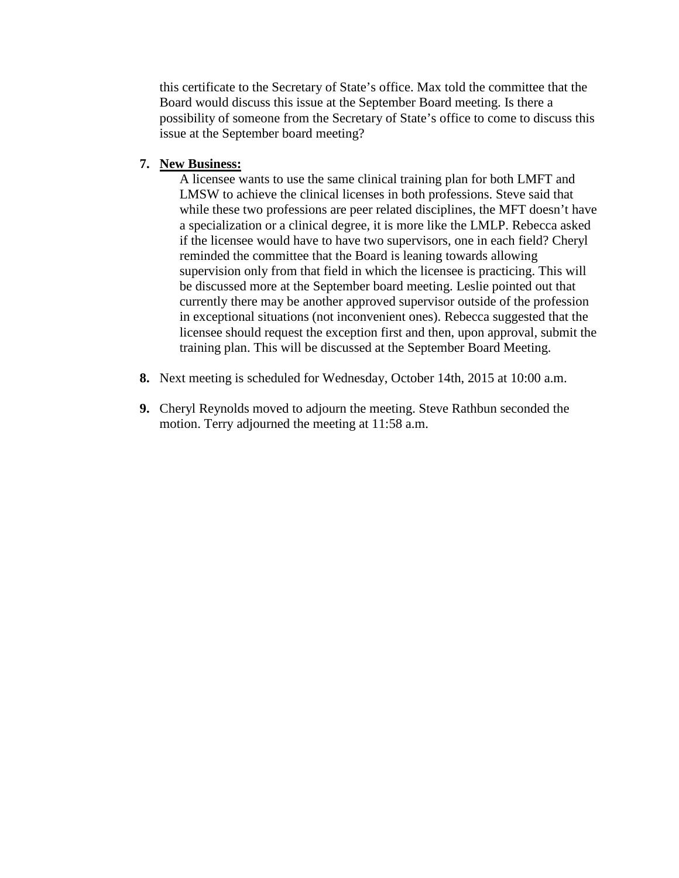this certificate to the Secretary of State's office. Max told the committee that the Board would discuss this issue at the September Board meeting. Is there a possibility of someone from the Secretary of State's office to come to discuss this issue at the September board meeting?

7. **New Business:**

   A licensee wants to use the same clinical training plan for both LMFT and LMSW to achieve the clinical licenses in both professions. Steve said that while these two professions are peer related disciplines, the MFT doesn't have a specialization or a clinical degree, it is more like the LMLP. Rebecca asked if the licensee would have to have two supervisors, one in each field? Cheryl reminded the committee that the Board is leaning towards allowing supervision only from that field in which the licensee is practicing. This will be discussed more at the September board meeting. Leslie pointed out that currently there may be another approved supervisor outside of the profession in exceptional situations (not inconvenient ones). Rebecca suggested that the licensee should request the exception first and then, upon approval, submit the training plan. This will be discussed at the September Board Meeting.

8. Next meeting is scheduled for Wednesday, October 14th, 2015 at 10:00 a.m.

9. Cheryl Reynolds moved to adjourn the meeting. Steve Rathbun seconded the motion. Terry adjourned the meeting at 11:58 a.m.